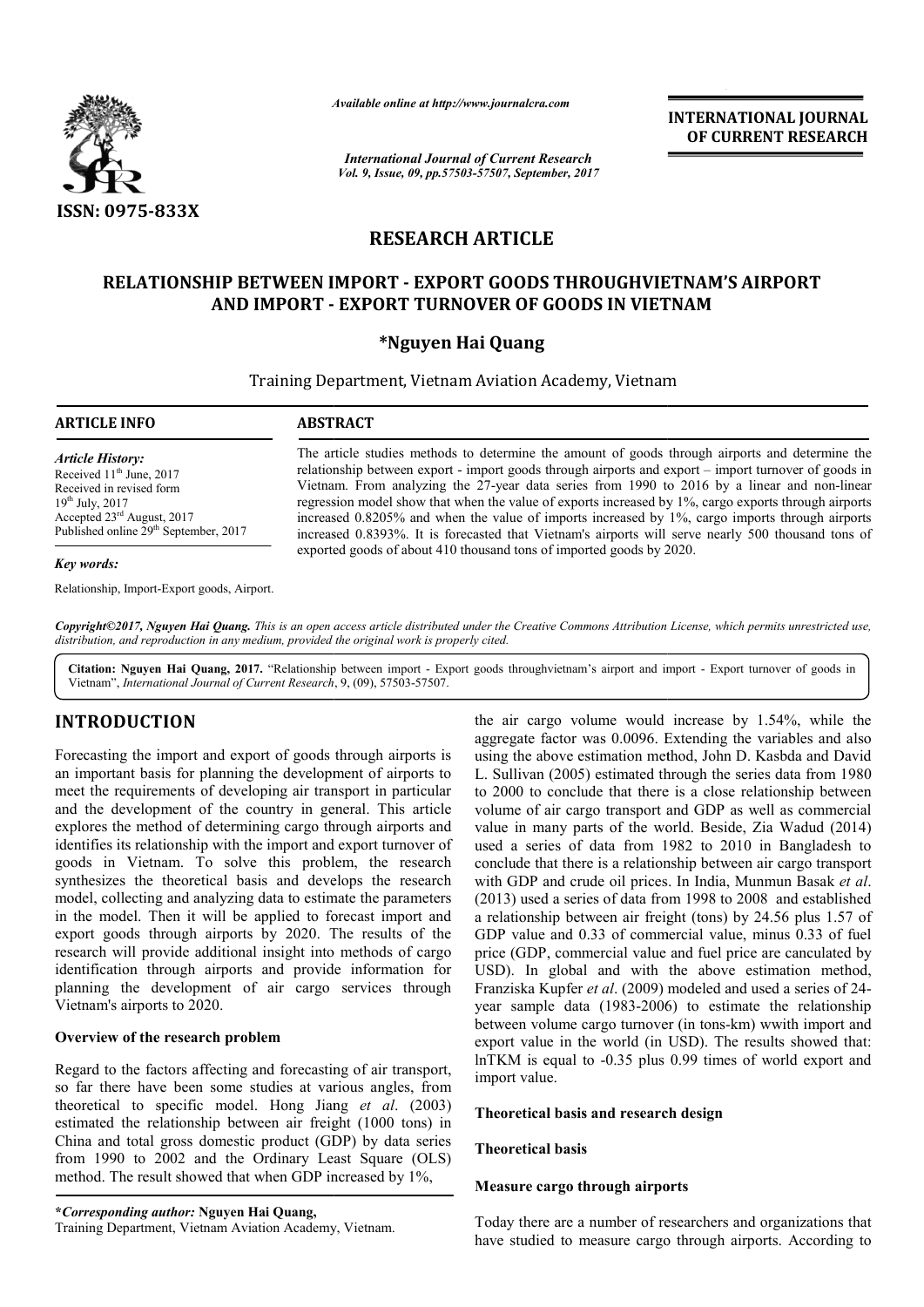ISSN: 0975-833X

*Available online at http://www.journalcra.com*

*International Journal of Current Research*

**INTERNATIONAL JOURNAL OF CURRENT RESEARCH**

# RESEARCH ARTICLE

# RELATIONSHIP BETWEEN IMPORT - EXPORT GOODS THROUGHVIETNAM'S AIRPORT AND IMPORT - EXPORT TURNOVER OF GOODS IN VIETNAM

**\*Nguyen Hai Quang**

Training Department, Vietnam Aviation Academy, Vietnam

## ARTICLE INFO

*Article History:*

Received 11th June, 2017
Received in revised form
19th July, 2017
Accepted 23rd August, 2017
Published online 29th September, 2017

*Key words:*

Relationship, Import-Export goods, Airport.

## ABSTRACT

The article studies methods to determine the amount of goods through airports and determine the relationship between export - import goods through airports and export – import turnover of goods in Vietnam. From analyzing the 27-year data series from 1990 to 2016 by a linear and non-linear regression model show that when the value of exports increased by 1%, cargo exports through airports increased 0.8205% and when the value of imports increased by 1%, cargo imports through airports increased 0.8393%. It is forecasted that Vietnam's airports will serve nearly 500 thousand tons of exported goods of about 410 thousand tons of imported goods by 2020.

***Copyright©2017, Nguyen Hai Quang.** This is an open access article distributed under the Creative Commons Attribution License, which permits unrestricted use, distribution, and reproduction in any medium, provided the original work is properly cited.*

**Citation: Nguyen Hai Quang, 2017.** "Relationship between import - Export goods throughvietnam's airport and import - Export turnover of goods in Vietnam", *International Journal of Current Research*, 9, (09), 57503-57507.

## INTRODUCTION

Forecasting the import and export of goods through airports is an important basis for planning the development of airports to meet the requirements of developing air transport in particular and the development of the country in general. This article explores the method of determining cargo through airports and identifies its relationship with the import and export turnover of goods in Vietnam. To solve this problem, the research synthesizes the theoretical basis and develops the research model, collecting and analyzing data to estimate the parameters in the model. Then it will be applied to forecast import and export goods through airports by 2020. The results of the research will provide additional insight into methods of cargo identification through airports and provide information for planning the development of air cargo services through Vietnam's airports to 2020.

### Overview of the research problem

Regard to the factors affecting and forecasting of air transport, so far there have been some studies at various angles, from theoretical to specific model. Hong Jiang *et al*. (2003) estimated the relationship between air freight (1000 tons) in China and total gross domestic product (GDP) by data series from 1990 to 2002 and the Ordinary Least Square (OLS) method. The result showed that when GDP increased by 1%, the air cargo volume would increase by 1.54%, while the aggregate factor was 0.0096. Extending the variables and also using the above estimation method, John D. Kasbda and David L. Sullivan (2005) estimated through the series data from 1980 to 2000 to conclude that there is a close relationship between volume of air cargo transport and GDP as well as commercial value in many parts of the world. Beside, Zia Wadud (2014) used a series of data from 1982 to 2010 in Bangladesh to conclude that there is a relationship between air cargo transport with GDP and crude oil prices. In India, Munmun Basak *et al*. (2013) used a series of data from 1998 to 2008 and established a relationship between air freight (tons) by 24.56 plus 1.57 of GDP value and 0.33 of commercial value, minus 0.33 of fuel price (GDP, commercial value and fuel price are canculated by USD). In global and with the above estimation method, Franziska Kupfer *et al*. (2009) modeled and used a series of 24-year sample data (1983-2006) to estimate the relationship between volume cargo turnover (in tons-km) wwith import and export value in the world (in USD). The results showed that: lnTKM is equal to -0.35 plus 0.99 times of world export and import value.

## Theoretical basis and research design

### Theoretical basis

#### Measure cargo through airports

Today there are a number of researchers and organizations that have studied to measure cargo through airports. According to

**\*Corresponding author: Nguyen Hai Quang,**
Training Department, Vietnam Aviation Academy, Vietnam.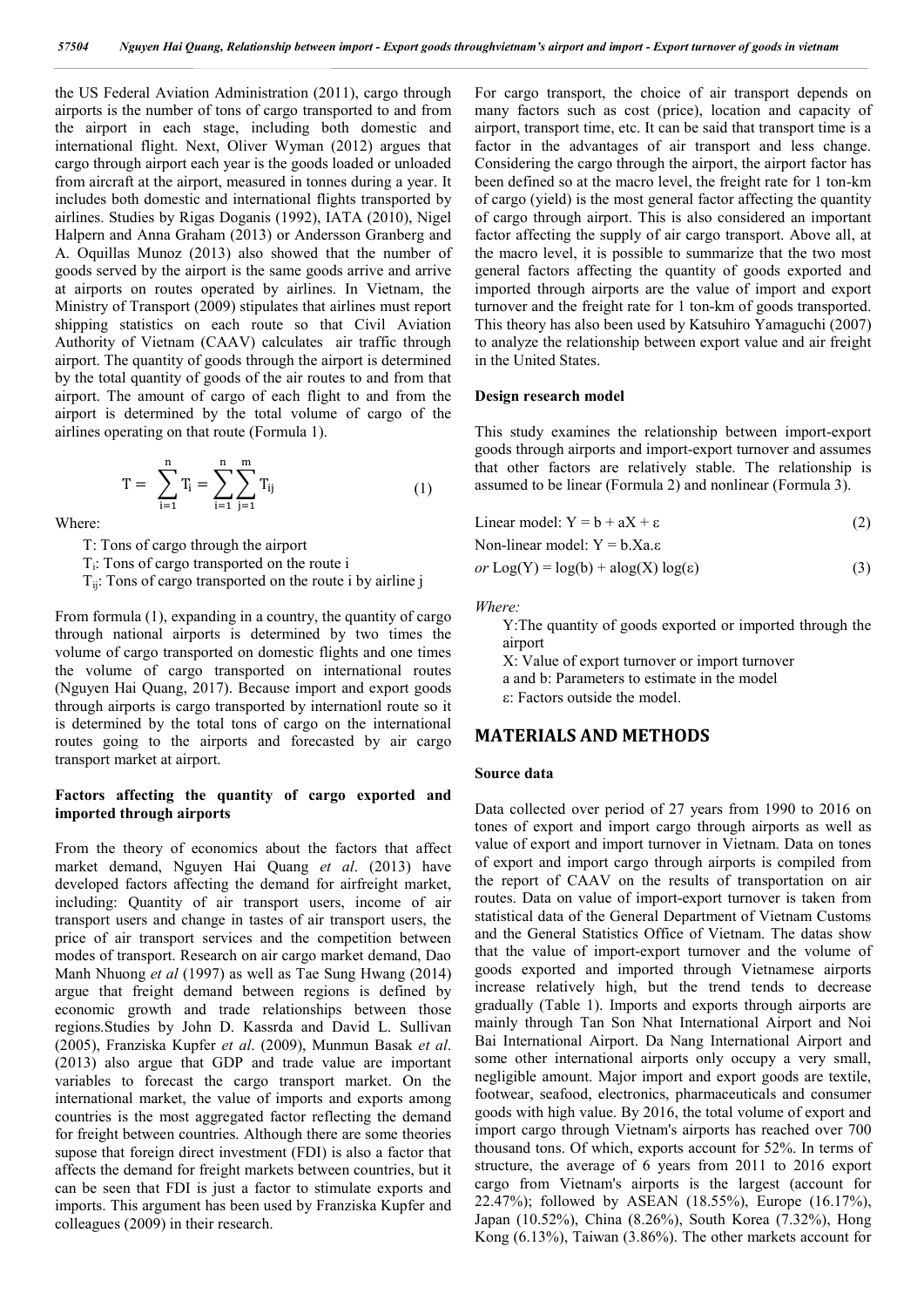the US Federal Aviation Administration (2011), cargo through airports is the number of tons of cargo transported to and from the airport in each stage, including both domestic and international flight. Next, Oliver Wyman (2012) argues that cargo through airport each year is the goods loaded or unloaded from aircraft at the airport, measured in tonnes during a year. It includes both domestic and international flights transported by airlines. Studies by Rigas Doganis (1992), IATA (2010), Nigel Halpern and Anna Graham (2013) or Andersson Granberg and A. Oquillas Munoz (2013) also showed that the number of goods served by the airport is the same goods arrive and arrive at airports on routes operated by airlines. In Vietnam, the Ministry of Transport (2009) stipulates that airlines must report shipping statistics on each route so that Civil Aviation Authority of Vietnam (CAAV) calculates air traffic through airport. The quantity of goods through the airport is determined by the total quantity of goods of the air routes to and from that airport. The amount of cargo of each flight to and from the airport is determined by the total volume of cargo of the airlines operating on that route (Formula 1).

$$T = \sum_{i=1}^{n} T_i = \sum_{i=1}^{n}\sum_{j=1}^{m} T_{ij} \quad (1)$$

Where:

- T: Tons of cargo through the airport
- $T_i$: Tons of cargo transported on the route i
- $T_{ij}$: Tons of cargo transported on the route i by airline j

From formula (1), expanding in a country, the quantity of cargo through national airports is determined by two times the volume of cargo transported on domestic flights and one times the volume of cargo transported on international routes (Nguyen Hai Quang, 2017). Because import and export goods through airports is cargo transported by internationl route so it is determined by the total tons of cargo on the international routes going to the airports and forecasted by air cargo transport market at airport.

### Factors affecting the quantity of cargo exported and imported through airports

From the theory of economics about the factors that affect market demand, Nguyen Hai Quang *et al*. (2013) have developed factors affecting the demand for airfreight market, including: Quantity of air transport users, income of air transport users and change in tastes of air transport users, the price of air transport services and the competition between modes of transport. Research on air cargo market demand, Dao Manh Nhuong *et al* (1997) as well as Tae Sung Hwang (2014) argue that freight demand between regions is defined by economic growth and trade relationships between those regions.Studies by John D. Kassrda and David L. Sullivan (2005), Franziska Kupfer *et al*. (2009), Munmun Basak *et al*. (2013) also argue that GDP and trade value are important variables to forecast the cargo transport market. On the international market, the value of imports and exports among countries is the most aggregated factor reflecting the demand for freight between countries. Although there are some theories supose that foreign direct investment (FDI) is also a factor that affects the demand for freight markets between countries, but it can be seen that FDI is just a factor to stimulate exports and imports. This argument has been used by Franziska Kupfer and colleagues (2009) in their research.

For cargo transport, the choice of air transport depends on many factors such as cost (price), location and capacity of airport, transport time, etc. It can be said that transport time is a factor in the advantages of air transport and less change. Considering the cargo through the airport, the airport factor has been defined so at the macro level, the freight rate for 1 ton-km of cargo (yield) is the most general factor affecting the quantity of cargo through airport. This is also considered an important factor affecting the supply of air cargo transport. Above all, at the macro level, it is possible to summarize that the two most general factors affecting the quantity of goods exported and imported through airports are the value of import and export turnover and the freight rate for 1 ton-km of goods transported. This theory has also been used by Katsuhiro Yamaguchi (2007) to analyze the relationship between export value and air freight in the United States.

### Design research model

This study examines the relationship between import-export goods through airports and import-export turnover and assumes that other factors are relatively stable. The relationship is assumed to be linear (Formula 2) and nonlinear (Formula 3).

Linear model: $Y = b + aX + \varepsilon \quad (2)$

Non-linear model: $Y = b.Xa.\varepsilon$

*or* $\text{Log}(Y) = \log(b) + a\log(X)\log(\varepsilon) \quad (3)$

*Where:*

- Y:The quantity of goods exported or imported through the airport
- X: Value of export turnover or import turnover
- a and b: Parameters to estimate in the model
- $\varepsilon$: Factors outside the model.

## MATERIALS AND METHODS

### Source data

Data collected over period of 27 years from 1990 to 2016 on tones of export and import cargo through airports as well as value of export and import turnover in Vietnam. Data on tones of export and import cargo through airports is compiled from the report of CAAV on the results of transportation on air routes. Data on value of import-export turnover is taken from statistical data of the General Department of Vietnam Customs and the General Statistics Office of Vietnam. The datas show that the value of import-export turnover and the volume of goods exported and imported through Vietnamese airports increase relatively high, but the trend tends to decrease gradually (Table 1). Imports and exports through airports are mainly through Tan Son Nhat International Airport and Noi Bai International Airport. Da Nang International Airport and some other international airports only occupy a very small, negligible amount. Major import and export goods are textile, footwear, seafood, electronics, pharmaceuticals and consumer goods with high value. By 2016, the total volume of export and import cargo through Vietnam's airports has reached over 700 thousand tons. Of which, exports account for 52%. In terms of structure, the average of 6 years from 2011 to 2016 export cargo from Vietnam's airports is the largest (account for 22.47%); followed by ASEAN (18.55%), Europe (16.17%), Japan (10.52%), China (8.26%), South Korea (7.32%), Hong Kong (6.13%), Taiwan (3.86%). The other markets account for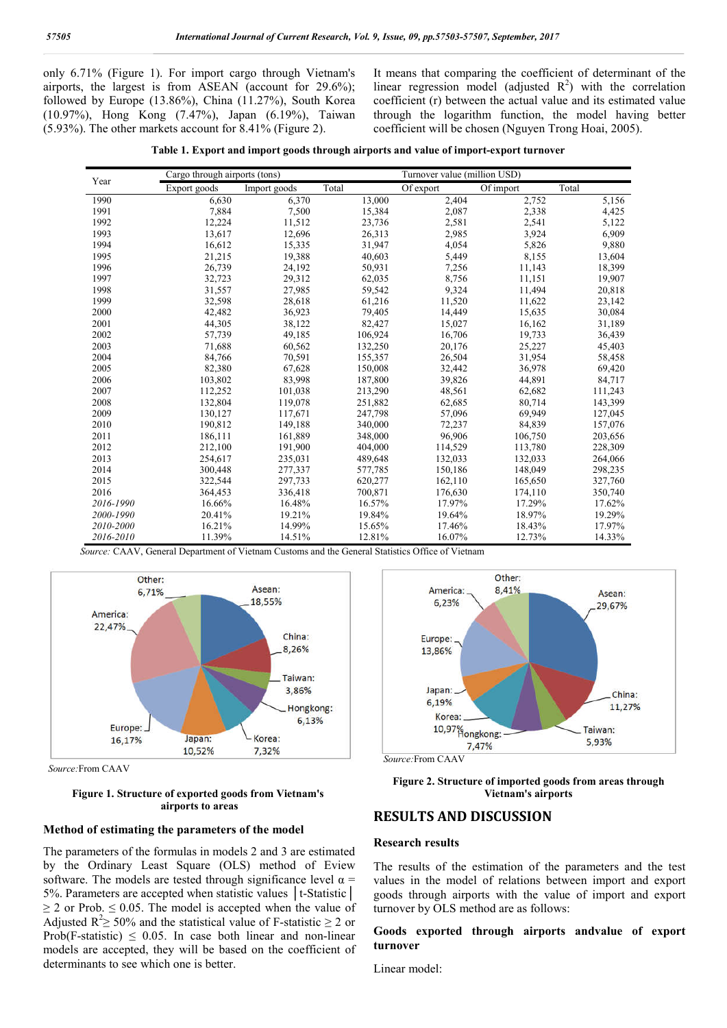only 6.71% (Figure 1). For import cargo through Vietnam's airports, the largest is from ASEAN (account for 29.6%); followed by Europe (13.86%), China (11.27%), South Korea (10.97%), Hong Kong (7.47%), Japan (6.19%), Taiwan (5.93%). The other markets account for 8.41% (Figure 2).

It means that comparing the coefficient of determinant of the linear regression model (adjusted $R^2$) with the correlation coefficient (r) between the actual value and its estimated value through the logarithm function, the model having better coefficient will be chosen (Nguyen Trong Hoai, 2005).

**Table 1. Export and import goods through airports and value of import-export turnover**

| Year | Cargo through airports (tons) | | | Turnover value (million USD) | | |
|---|---|---|---|---|---|---|
| | Export goods | Import goods | Total | Of export | Of import | Total |
| 1990 | 6,630 | 6,370 | 13,000 | 2,404 | 2,752 | 5,156 |
| 1991 | 7,884 | 7,500 | 15,384 | 2,087 | 2,338 | 4,425 |
| 1992 | 12,224 | 11,512 | 23,736 | 2,581 | 2,541 | 5,122 |
| 1993 | 13,617 | 12,696 | 26,313 | 2,985 | 3,924 | 6,909 |
| 1994 | 16,612 | 15,335 | 31,947 | 4,054 | 5,826 | 9,880 |
| 1995 | 21,215 | 19,388 | 40,603 | 5,449 | 8,155 | 13,604 |
| 1996 | 26,739 | 24,192 | 50,931 | 7,256 | 11,143 | 18,399 |
| 1997 | 32,723 | 29,312 | 62,035 | 8,756 | 11,151 | 19,907 |
| 1998 | 31,557 | 27,985 | 59,542 | 9,324 | 11,494 | 20,818 |
| 1999 | 32,598 | 28,618 | 61,216 | 11,520 | 11,622 | 23,142 |
| 2000 | 42,482 | 36,923 | 79,405 | 14,449 | 15,635 | 30,084 |
| 2001 | 44,305 | 38,122 | 82,427 | 15,027 | 16,162 | 31,189 |
| 2002 | 57,739 | 49,185 | 106,924 | 16,706 | 19,733 | 36,439 |
| 2003 | 71,688 | 60,562 | 132,250 | 20,176 | 25,227 | 45,403 |
| 2004 | 84,766 | 70,591 | 155,357 | 26,504 | 31,954 | 58,458 |
| 2005 | 82,380 | 67,628 | 150,008 | 32,442 | 36,978 | 69,420 |
| 2006 | 103,802 | 83,998 | 187,800 | 39,826 | 44,891 | 84,717 |
| 2007 | 112,252 | 101,038 | 213,290 | 48,561 | 62,682 | 111,243 |
| 2008 | 132,804 | 119,078 | 251,882 | 62,685 | 80,714 | 143,399 |
| 2009 | 130,127 | 117,671 | 247,798 | 57,096 | 69,949 | 127,045 |
| 2010 | 190,812 | 149,188 | 340,000 | 72,237 | 84,839 | 157,076 |
| 2011 | 186,111 | 161,889 | 348,000 | 96,906 | 106,750 | 203,656 |
| 2012 | 212,100 | 191,900 | 404,000 | 114,529 | 113,780 | 228,309 |
| 2013 | 254,617 | 235,031 | 489,648 | 132,033 | 132,033 | 264,066 |
| 2014 | 300,448 | 277,337 | 577,785 | 150,186 | 148,049 | 298,235 |
| 2015 | 322,544 | 297,733 | 620,277 | 162,110 | 165,650 | 327,760 |
| 2016 | 364,453 | 336,418 | 700,871 | 176,630 | 174,110 | 350,740 |
| *2016-1990* | 16.66% | 16.48% | 16.57% | 17.97% | 17.29% | 17.62% |
| *2000-1990* | 20.41% | 19.21% | 19.84% | 19.64% | 18.97% | 19.29% |
| *2010-2000* | 16.21% | 14.99% | 15.65% | 17.46% | 18.43% | 17.97% |
| *2016-2010* | 11.39% | 14.51% | 12.81% | 16.07% | 12.73% | 14.33% |

*Source:* CAAV, General Department of Vietnam Customs and the General Statistics Office of Vietnam

*Source:* From CAAV

**Figure 1. Structure of exported goods from Vietnam's airports to areas**

*Source:* From CAAV

**Figure 2. Structure of imported goods from areas through Vietnam's airports**

### Method of estimating the parameters of the model

The parameters of the formulas in models 2 and 3 are estimated by the Ordinary Least Square (OLS) method of Eview software. The models are tested through significance level $\alpha$ = 5%. Parameters are accepted when statistic values |t-Statistic| $\geq$ 2 or Prob. $\leq$ 0.05. The model is accepted when the value of Adjusted $R^2 \geq$ 50% and the statistical value of F-statistic $\geq$ 2 or Prob(F-statistic) $\leq$ 0.05. In case both linear and non-linear models are accepted, they will be based on the coefficient of determinants to see which one is better.

## RESULTS AND DISCUSSION

### Research results

The results of the estimation of the parameters and the test values in the model of relations between import and export goods through airports with the value of import and export turnover by OLS method are as follows:

### Goods exported through airports andvalue of export turnover

Linear model: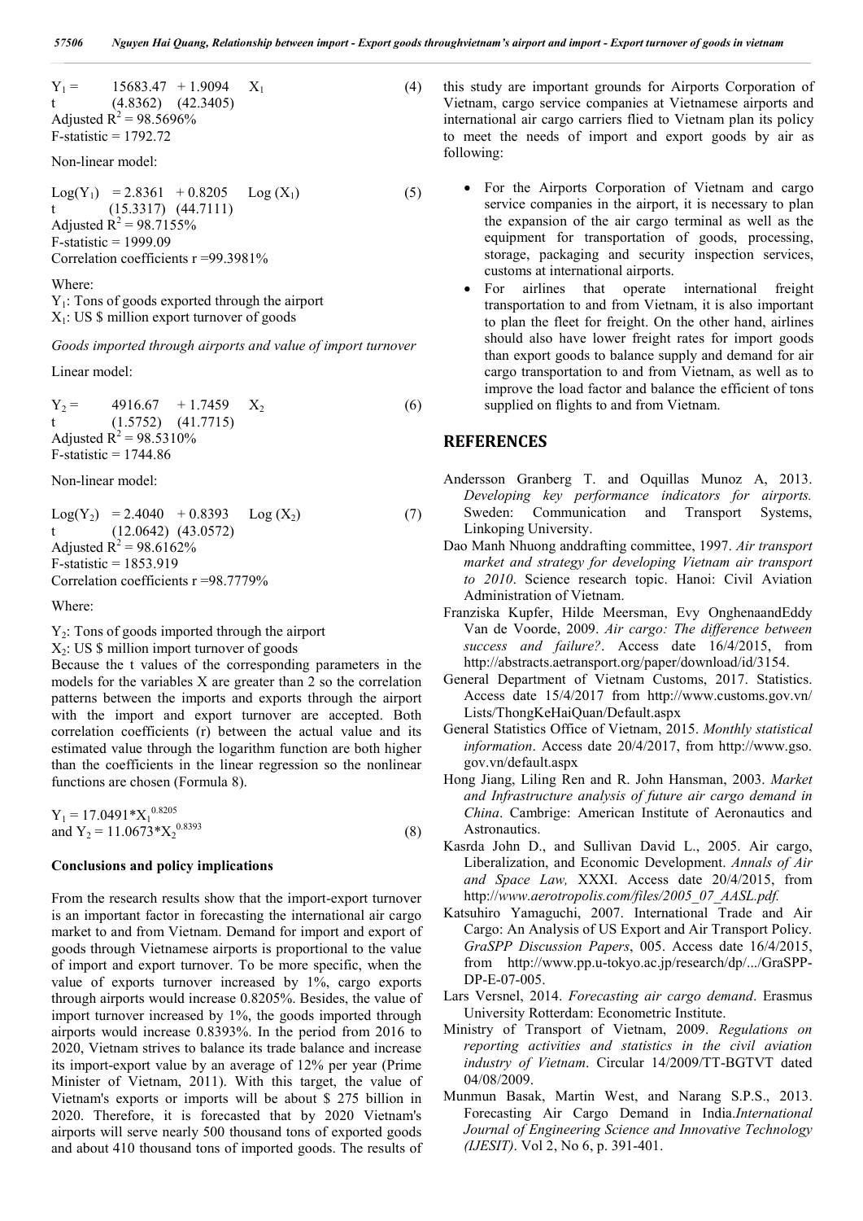$$Y_1 = 15683.47 + 1.9094 \quad X_1 \tag{4}$$

$$t \quad (4.8362) \quad (42.3405)$$

Adjusted $R^2$ = 98.5696%

F-statistic = 1792.72

Non-linear model:

$$Log(Y_1) = 2.8361 + 0.8205 \quad Log(X_1) \tag{5}$$

$$t \quad (15.3317) \quad (44.7111)$$

Adjusted $R^2$ = 98.7155%

F-statistic = 1999.09

Correlation coefficients r =99.3981%

Where:

$Y_1$: Tons of goods exported through the airport

$X_1$: US $ million export turnover of goods

*Goods imported through airports and value of import turnover*

Linear model:

$$Y_2 = 4916.67 + 1.7459 \quad X_2 \tag{6}$$

$$t \quad (1.5752) \quad (41.7715)$$

Adjusted $R^2$ = 98.5310%

F-statistic = 1744.86

Non-linear model:

$$Log(Y_2) = 2.4040 + 0.8393 \quad Log(X_2) \tag{7}$$

$$t \quad (12.0642) \quad (43.0572)$$

Adjusted $R^2$ = 98.6162%

F-statistic = 1853.919

Correlation coefficients r =98.7779%

Where:

$Y_2$: Tons of goods imported through the airport

$X_2$: US $ million import turnover of goods

Because the t values of the corresponding parameters in the models for the variables X are greater than 2 so the correlation patterns between the imports and exports through the airport with the import and export turnover are accepted. Both correlation coefficients (r) between the actual value and its estimated value through the logarithm function are both higher than the coefficients in the linear regression so the nonlinear functions are chosen (Formula 8).

$$Y_1 = 17.0491 * X_1^{0.8205} \text{ and } Y_2 = 11.0673 * X_2^{0.8393} \tag{8}$$

**Conclusions and policy implications**

From the research results show that the import-export turnover is an important factor in forecasting the international air cargo market to and from Vietnam. Demand for import and export of goods through Vietnamese airports is proportional to the value of import and export turnover. To be more specific, when the value of exports turnover increased by 1%, cargo exports through airports would increase 0.8205%. Besides, the value of import turnover increased by 1%, the goods imported through airports would increase 0.8393%. In the period from 2016 to 2020, Vietnam strives to balance its trade balance and increase its import-export value by an average of 12% per year (Prime Minister of Vietnam, 2011). With this target, the value of Vietnam's exports or imports will be about $ 275 billion in 2020. Therefore, it is forecasted that by 2020 Vietnam's airports will serve nearly 500 thousand tons of exported goods and about 410 thousand tons of imported goods. The results of this study are important grounds for Airports Corporation of Vietnam, cargo service companies at Vietnamese airports and international air cargo carriers flied to Vietnam plan its policy to meet the needs of import and export goods by air as following:

- For the Airports Corporation of Vietnam and cargo service companies in the airport, it is necessary to plan the expansion of the air cargo terminal as well as the equipment for transportation of goods, processing, storage, packaging and security inspection services, customs at international airports.
- For airlines that operate international freight transportation to and from Vietnam, it is also important to plan the fleet for freight. On the other hand, airlines should also have lower freight rates for import goods than export goods to balance supply and demand for air cargo transportation to and from Vietnam, as well as to improve the load factor and balance the efficient of tons supplied on flights to and from Vietnam.

## REFERENCES

Andersson Granberg T. and Oquillas Munoz A, 2013. *Developing key performance indicators for airports.* Sweden: Communication and Transport Systems, Linkoping University.

Dao Manh Nhuong anddrafting committee, 1997. *Air transport market and strategy for developing Vietnam air transport to 2010*. Science research topic. Hanoi: Civil Aviation Administration of Vietnam.

Franziska Kupfer, Hilde Meersman, Evy OnghenaandEddy Van de Voorde, 2009. *Air cargo: The difference between success and failure?*. Access date 16/4/2015, from http://abstracts.aetransport.org/paper/download/id/3154.

General Department of Vietnam Customs, 2017. Statistics. Access date 15/4/2017 from http://www.customs.gov.vn/ Lists/ThongKeHaiQuan/Default.aspx

General Statistics Office of Vietnam, 2015. *Monthly statistical information*. Access date 20/4/2017, from http://www.gso. gov.vn/default.aspx

Hong Jiang, Liling Ren and R. John Hansman, 2003. *Market and Infrastructure analysis of future air cargo demand in China*. Cambrige: American Institute of Aeronautics and Astronautics.

Kasrda John D., and Sullivan David L., 2005. Air cargo, Liberalization, and Economic Development. *Annals of Air and Space Law,* XXXI. Access date 20/4/2015, from http://*www.aerotropolis.com/files/2005_07_AASL.pdf.*

Katsuhiro Yamaguchi, 2007. International Trade and Air Cargo: An Analysis of US Export and Air Transport Policy. *GraSPP Discussion Papers*, 005. Access date 16/4/2015, from http://www.pp.u-tokyo.ac.jp/research/dp/.../GraSPP-DP-E-07-005.

Lars Versnel, 2014. *Forecasting air cargo demand*. Erasmus University Rotterdam: Econometric Institute.

Ministry of Transport of Vietnam, 2009. *Regulations on reporting activities and statistics in the civil aviation industry of Vietnam*. Circular 14/2009/TT-BGTVT dated 04/08/2009.

Munmun Basak, Martin West, and Narang S.P.S., 2013. Forecasting Air Cargo Demand in India.*International Journal of Engineering Science and Innovative Technology (IJESIT)*. Vol 2, No 6, p. 391-401.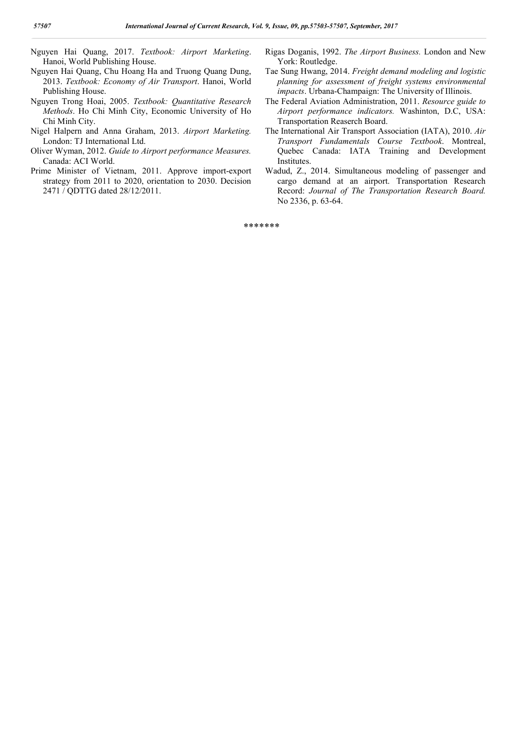Nguyen Hai Quang, 2017. *Textbook: Airport Marketing*. Hanoi, World Publishing House.

Nguyen Hai Quang, Chu Hoang Ha and Truong Quang Dung, 2013. *Textbook: Economy of Air Transport*. Hanoi, World Publishing House.

Nguyen Trong Hoai, 2005. *Textbook: Quantitative Research Methods*. Ho Chi Minh City, Economic University of Ho Chi Minh City.

Nigel Halpern and Anna Graham, 2013. *Airport Marketing.* London: TJ International Ltd.

Oliver Wyman, 2012. *Guide to Airport performance Measures.* Canada: ACI World.

Prime Minister of Vietnam, 2011. Approve import-export strategy from 2011 to 2020, orientation to 2030. Decision 2471 / QDTTG dated 28/12/2011.

Rigas Doganis, 1992. *The Airport Business.* London and New York: Routledge.

Tae Sung Hwang, 2014. *Freight demand modeling and logistic planning for assessment of freight systems environmental impacts*. Urbana-Champaign: The University of Illinois.

The Federal Aviation Administration, 2011. *Resource guide to Airport performance indicators.* Washinton, D.C, USA: Transportation Reaserch Board.

The International Air Transport Association (IATA), 2010. *Air Transport Fundamentals Course Textbook*. Montreal, Quebec Canada: IATA Training and Development Institutes.

Wadud, Z., 2014. Simultaneous modeling of passenger and cargo demand at an airport. Transportation Research Record: *Journal of The Transportation Research Board.* No 2336, p. 63-64.

*******